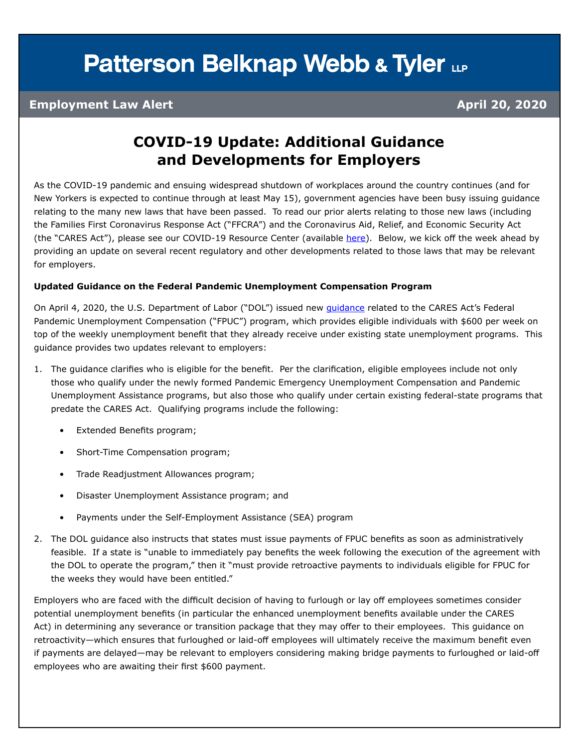# Patterson Belknap Webb & Tyler LLP

**Employment Law Alert** **April 20, 2020**

## COVID-19 Update: Additional Guidance and Developments for Employers

As the COVID-19 pandemic and ensuing widespread shutdown of workplaces around the country continues (and for New Yorkers is expected to continue through at least May 15), government agencies have been busy issuing guidance relating to the many new laws that have been passed. To read our prior alerts relating to those new laws (including the Families First Coronavirus Response Act ("FFCRA") and the Coronavirus Aid, Relief, and Economic Security Act (the "CARES Act"), please see our COVID-19 Resource Center (available here). Below, we kick off the week ahead by providing an update on several recent regulatory and other developments related to those laws that may be relevant for employers.

**Updated Guidance on the Federal Pandemic Unemployment Compensation Program**

On April 4, 2020, the U.S. Department of Labor ("DOL") issued new guidance related to the CARES Act's Federal Pandemic Unemployment Compensation ("FPUC") program, which provides eligible individuals with $600 per week on top of the weekly unemployment benefit that they already receive under existing state unemployment programs. This guidance provides two updates relevant to employers:

1. The guidance clarifies who is eligible for the benefit. Per the clarification, eligible employees include not only those who qualify under the newly formed Pandemic Emergency Unemployment Compensation and Pandemic Unemployment Assistance programs, but also those who qualify under certain existing federal-state programs that predate the CARES Act. Qualifying programs include the following:
   - Extended Benefits program;
   - Short-Time Compensation program;
   - Trade Readjustment Allowances program;
   - Disaster Unemployment Assistance program; and
   - Payments under the Self-Employment Assistance (SEA) program
2. The DOL guidance also instructs that states must issue payments of FPUC benefits as soon as administratively feasible. If a state is "unable to immediately pay benefits the week following the execution of the agreement with the DOL to operate the program," then it "must provide retroactive payments to individuals eligible for FPUC for the weeks they would have been entitled."

Employers who are faced with the difficult decision of having to furlough or lay off employees sometimes consider potential unemployment benefits (in particular the enhanced unemployment benefits available under the CARES Act) in determining any severance or transition package that they may offer to their employees. This guidance on retroactivity—which ensures that furloughed or laid-off employees will ultimately receive the maximum benefit even if payments are delayed—may be relevant to employers considering making bridge payments to furloughed or laid-off employees who are awaiting their first $600 payment.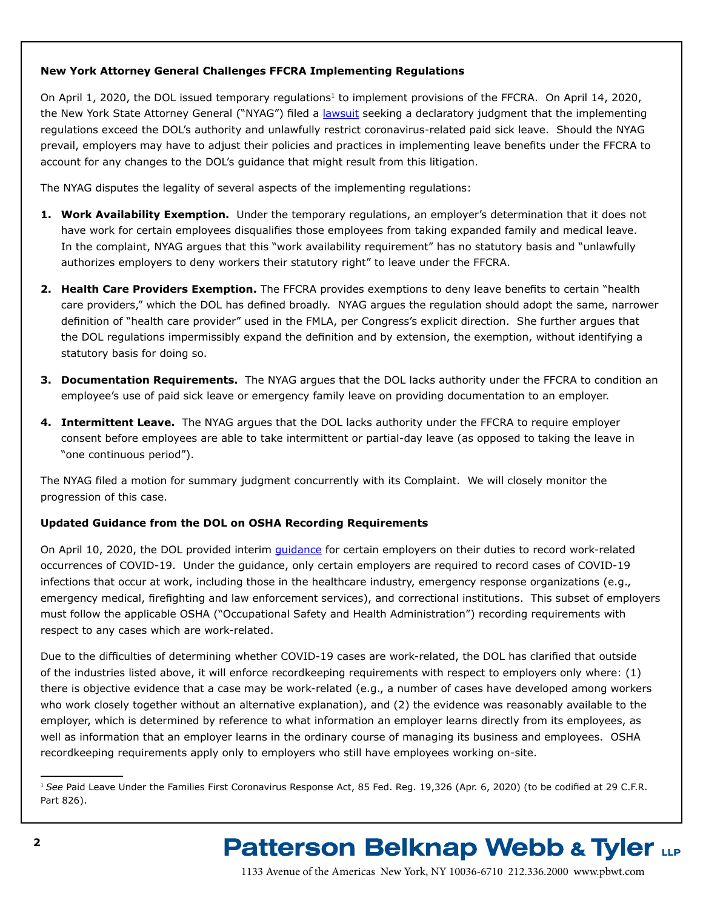**New York Attorney General Challenges FFCRA Implementing Regulations**

On April 1, 2020, the DOL issued temporary regulations[1] to implement provisions of the FFCRA. On April 14, 2020, the New York State Attorney General ("NYAG") filed a lawsuit seeking a declaratory judgment that the implementing regulations exceed the DOL's authority and unlawfully restrict coronavirus-related paid sick leave. Should the NYAG prevail, employers may have to adjust their policies and practices in implementing leave benefits under the FFCRA to account for any changes to the DOL's guidance that might result from this litigation.

The NYAG disputes the legality of several aspects of the implementing regulations:

1. **Work Availability Exemption.** Under the temporary regulations, an employer's determination that it does not have work for certain employees disqualifies those employees from taking expanded family and medical leave. In the complaint, NYAG argues that this "work availability requirement" has no statutory basis and "unlawfully authorizes employers to deny workers their statutory right" to leave under the FFCRA.

2. **Health Care Providers Exemption.** The FFCRA provides exemptions to deny leave benefits to certain "health care providers," which the DOL has defined broadly. NYAG argues the regulation should adopt the same, narrower definition of "health care provider" used in the FMLA, per Congress's explicit direction. She further argues that the DOL regulations impermissibly expand the definition and by extension, the exemption, without identifying a statutory basis for doing so.

3. **Documentation Requirements.** The NYAG argues that the DOL lacks authority under the FFCRA to condition an employee's use of paid sick leave or emergency family leave on providing documentation to an employer.

4. **Intermittent Leave.** The NYAG argues that the DOL lacks authority under the FFCRA to require employer consent before employees are able to take intermittent or partial-day leave (as opposed to taking the leave in "one continuous period").

The NYAG filed a motion for summary judgment concurrently with its Complaint. We will closely monitor the progression of this case.

**Updated Guidance from the DOL on OSHA Recording Requirements**

On April 10, 2020, the DOL provided interim guidance for certain employers on their duties to record work-related occurrences of COVID-19. Under the guidance, only certain employers are required to record cases of COVID-19 infections that occur at work, including those in the healthcare industry, emergency response organizations (e.g., emergency medical, firefighting and law enforcement services), and correctional institutions. This subset of employers must follow the applicable OSHA ("Occupational Safety and Health Administration") recording requirements with respect to any cases which are work-related.

Due to the difficulties of determining whether COVID-19 cases are work-related, the DOL has clarified that outside of the industries listed above, it will enforce recordkeeping requirements with respect to employers only where: (1) there is objective evidence that a case may be work-related (e.g., a number of cases have developed among workers who work closely together without an alternative explanation), and (2) the evidence was reasonably available to the employer, which is determined by reference to what information an employer learns directly from its employees, as well as information that an employer learns in the ordinary course of managing its business and employees. OSHA recordkeeping requirements apply only to employers who still have employees working on-site.

---

[1] *See* Paid Leave Under the Families First Coronavirus Response Act, 85 Fed. Reg. 19,326 (Apr. 6, 2020) (to be codified at 29 C.F.R. Part 826).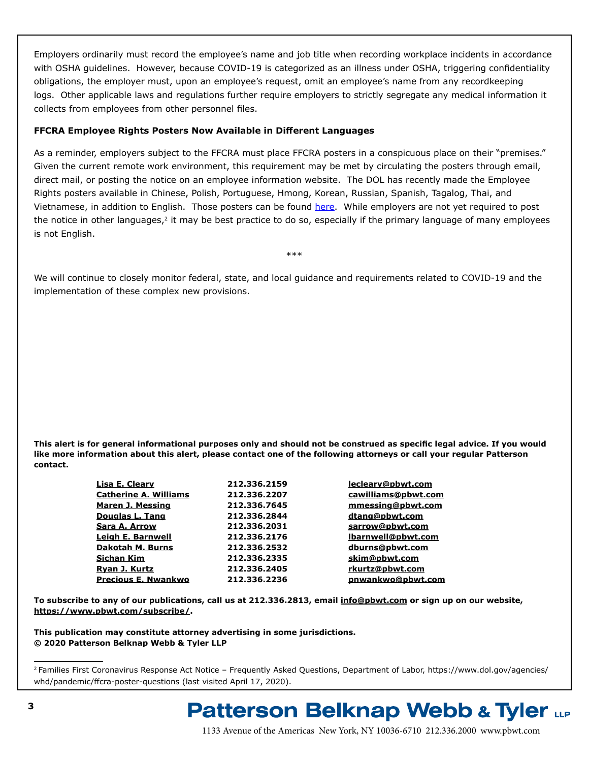Employers ordinarily must record the employee's name and job title when recording workplace incidents in accordance with OSHA guidelines. However, because COVID-19 is categorized as an illness under OSHA, triggering confidentiality obligations, the employer must, upon an employee's request, omit an employee's name from any recordkeeping logs. Other applicable laws and regulations further require employers to strictly segregate any medical information it collects from employees from other personnel files.

**FFCRA Employee Rights Posters Now Available in Different Languages**

As a reminder, employers subject to the FFCRA must place FFCRA posters in a conspicuous place on their "premises." Given the current remote work environment, this requirement may be met by circulating the posters through email, direct mail, or posting the notice on an employee information website. The DOL has recently made the Employee Rights posters available in Chinese, Polish, Portuguese, Hmong, Korean, Russian, Spanish, Tagalog, Thai, and Vietnamese, in addition to English. Those posters can be found here. While employers are not yet required to post the notice in other languages,[2] it may be best practice to do so, especially if the primary language of many employees is not English.

***

We will continue to closely monitor federal, state, and local guidance and requirements related to COVID-19 and the implementation of these complex new provisions.

**This alert is for general informational purposes only and should not be construed as specific legal advice. If you would like more information about this alert, please contact one of the following attorneys or call your regular Patterson contact.**

| | | |
|---|---|---|
| **Lisa E. Cleary** | **212.336.2159** | **lecleary@pbwt.com** |
| **Catherine A. Williams** | **212.336.2207** | **cawilliams@pbwt.com** |
| **Maren J. Messing** | **212.336.7645** | **mmessing@pbwt.com** |
| **Douglas L. Tang** | **212.336.2844** | **dtang@pbwt.com** |
| **Sara A. Arrow** | **212.336.2031** | **sarrow@pbwt.com** |
| **Leigh E. Barnwell** | **212.336.2176** | **lbarnwell@pbwt.com** |
| **Dakotah M. Burns** | **212.336.2532** | **dburns@pbwt.com** |
| **Sichan Kim** | **212.336.2335** | **skim@pbwt.com** |
| **Ryan J. Kurtz** | **212.336.2405** | **rkurtz@pbwt.com** |
| **Precious E. Nwankwo** | **212.336.2236** | **pnwankwo@pbwt.com** |

**To subscribe to any of our publications, call us at 212.336.2813, email info@pbwt.com or sign up on our website, https://www.pbwt.com/subscribe/.**

**This publication may constitute attorney advertising in some jurisdictions.**
**© 2020 Patterson Belknap Webb & Tyler LLP**

[2] Families First Coronavirus Response Act Notice – Frequently Asked Questions, Department of Labor, https://www.dol.gov/agencies/whd/pandemic/ffcra-poster-questions (last visited April 17, 2020).

**Patterson Belknap Webb & Tyler LLP**

1133 Avenue of the Americas New York, NY 10036-6710 212.336.2000 www.pbwt.com